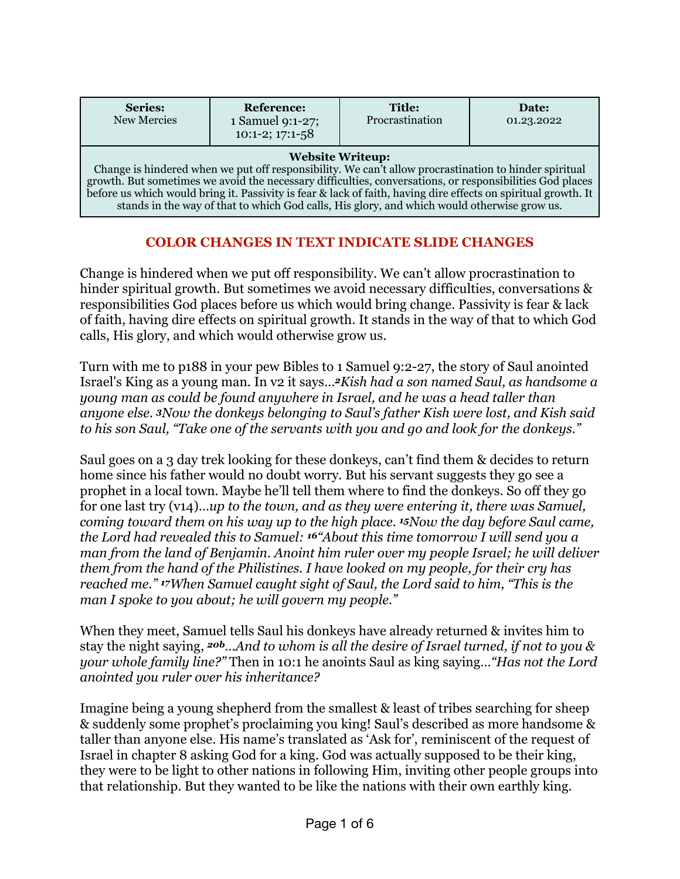| Series: New Mercies | Reference: 1 Samuel 9:1-27; 10:1-2; 17:1-58 | Title: Procrastination | Date: 01.23.2022 |
|---|---|---|---|
| **Website Writeup:** Change is hindered when we put off responsibility. We can't allow procrastination to hinder spiritual growth. But sometimes we avoid the necessary difficulties, conversations, or responsibilities God places before us which would bring it. Passivity is fear & lack of faith, having dire effects on spiritual growth. It stands in the way of that to which God calls, His glory, and which would otherwise grow us. | | | |

**COLOR CHANGES IN TEXT INDICATE SLIDE CHANGES**

Change is hindered when we put off responsibility. We can't allow procrastination to hinder spiritual growth. But sometimes we avoid necessary difficulties, conversations & responsibilities God places before us which would bring change. Passivity is fear & lack of faith, having dire effects on spiritual growth. It stands in the way of that to which God calls, His glory, and which would otherwise grow us.

Turn with me to p188 in your pew Bibles to 1 Samuel 9:2-27, the story of Saul anointed Israel's King as a young man. In v2 it says…*[2]Kish had a son named Saul, as handsome a young man as could be found anywhere in Israel, and he was a head taller than anyone else. [3]Now the donkeys belonging to Saul's father Kish were lost, and Kish said to his son Saul, "Take one of the servants with you and go and look for the donkeys."*

Saul goes on a 3 day trek looking for these donkeys, can't find them & decides to return home since his father would no doubt worry. But his servant suggests they go see a prophet in a local town. Maybe he'll tell them where to find the donkeys. So off they go for one last try (v14)…*up to the town, and as they were entering it, there was Samuel, coming toward them on his way up to the high place. [15]Now the day before Saul came, the Lord had revealed this to Samuel: [16]"About this time tomorrow I will send you a man from the land of Benjamin. Anoint him ruler over my people Israel; he will deliver them from the hand of the Philistines. I have looked on my people, for their cry has reached me." [17]When Samuel caught sight of Saul, the Lord said to him, "This is the man I spoke to you about; he will govern my people."*

When they meet, Samuel tells Saul his donkeys have already returned & invites him to stay the night saying, *[20b]…And to whom is all the desire of Israel turned, if not to you & your whole family line?"* Then in 10:1 he anoints Saul as king saying…*"Has not the Lord anointed you ruler over his inheritance?*

Imagine being a young shepherd from the smallest & least of tribes searching for sheep & suddenly some prophet's proclaiming you king! Saul's described as more handsome & taller than anyone else. His name's translated as 'Ask for', reminiscent of the request of Israel in chapter 8 asking God for a king. God was actually supposed to be their king, they were to be light to other nations in following Him, inviting other people groups into that relationship. But they wanted to be like the nations with their own earthly king.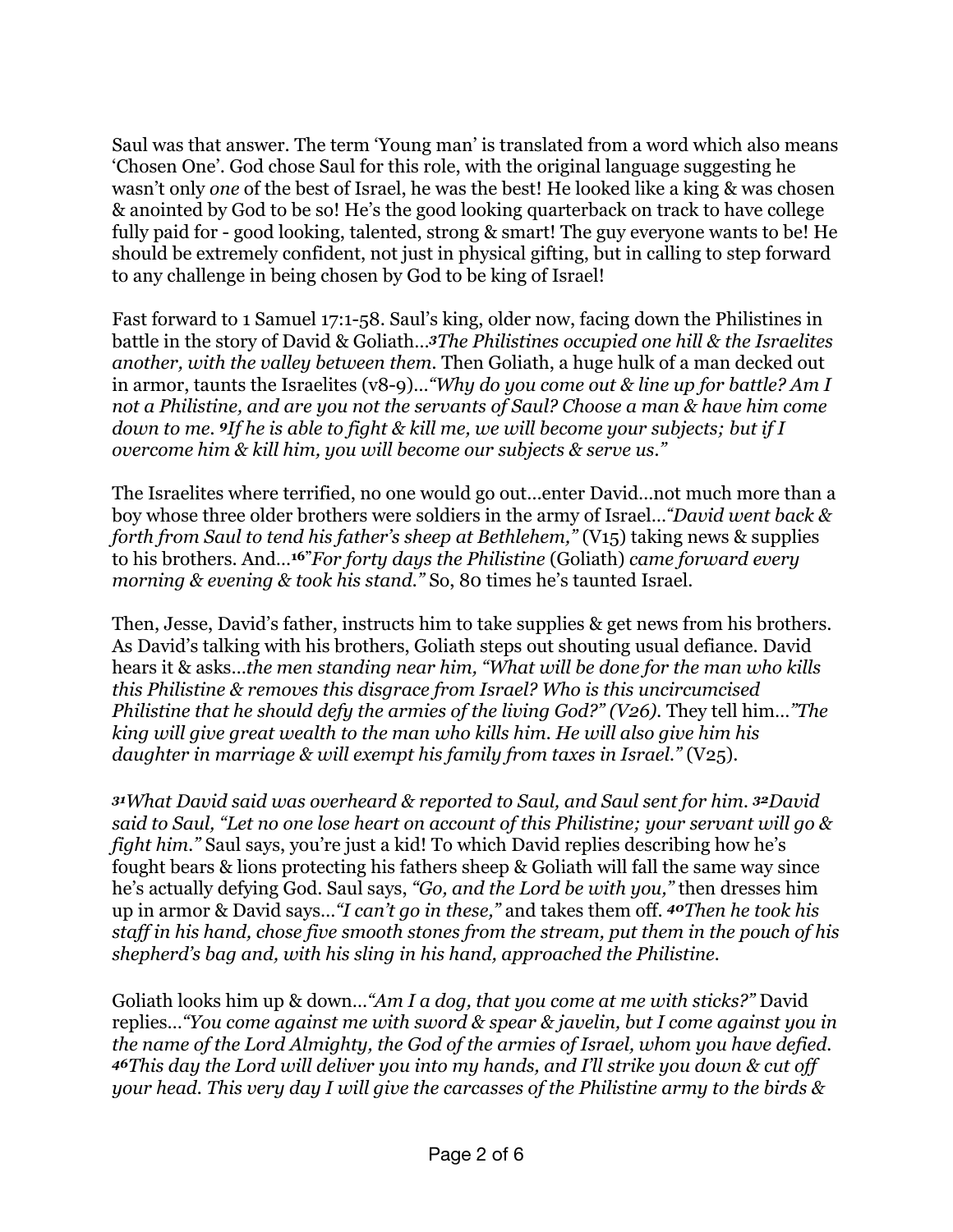Saul was that answer. The term 'Young man' is translated from a word which also means 'Chosen One'. God chose Saul for this role, with the original language suggesting he wasn't only *one* of the best of Israel, he was the best! He looked like a king & was chosen & anointed by God to be so! He's the good looking quarterback on track to have college fully paid for - good looking, talented, strong & smart! The guy everyone wants to be! He should be extremely confident, not just in physical gifting, but in calling to step forward to any challenge in being chosen by God to be king of Israel!

Fast forward to 1 Samuel 17:1-58. Saul's king, older now, facing down the Philistines in battle in the story of David & Goliath…*3The Philistines occupied one hill & the Israelites another, with the valley between them.* Then Goliath, a huge hulk of a man decked out in armor, taunts the Israelites (v8-9)…*"Why do you come out & line up for battle? Am I not a Philistine, and are you not the servants of Saul? Choose a man & have him come down to me. 9If he is able to fight & kill me, we will become your subjects; but if I overcome him & kill him, you will become our subjects & serve us."*

The Israelites where terrified, no one would go out…enter David…not much more than a boy whose three older brothers were soldiers in the army of Israel…*"David went back & forth from Saul to tend his father's sheep at Bethlehem,"* (V15) taking news & supplies to his brothers. And…**16**"*For forty days the Philistine* (Goliath) *came forward every morning & evening & took his stand."* So, 80 times he's taunted Israel.

Then, Jesse, David's father, instructs him to take supplies & get news from his brothers. As David's talking with his brothers, Goliath steps out shouting usual defiance. David hears it & asks…*the men standing near him, "What will be done for the man who kills this Philistine & removes this disgrace from Israel? Who is this uncircumcised Philistine that he should defy the armies of the living God?" (V26).* They tell him…*"The king will give great wealth to the man who kills him. He will also give him his daughter in marriage & will exempt his family from taxes in Israel."* (V25).

*31What David said was overheard & reported to Saul, and Saul sent for him. 32David said to Saul, "Let no one lose heart on account of this Philistine; your servant will go & fight him."* Saul says, you're just a kid! To which David replies describing how he's fought bears & lions protecting his fathers sheep & Goliath will fall the same way since he's actually defying God. Saul says, *"Go, and the Lord be with you,"* then dresses him up in armor & David says…*"I can't go in these,"* and takes them off. *40Then he took his staff in his hand, chose five smooth stones from the stream, put them in the pouch of his shepherd's bag and, with his sling in his hand, approached the Philistine.*

Goliath looks him up & down…*"Am I a dog, that you come at me with sticks?"* David replies…*"You come against me with sword & spear & javelin, but I come against you in the name of the Lord Almighty, the God of the armies of Israel, whom you have defied. 46This day the Lord will deliver you into my hands, and I'll strike you down & cut off your head. This very day I will give the carcasses of the Philistine army to the birds &*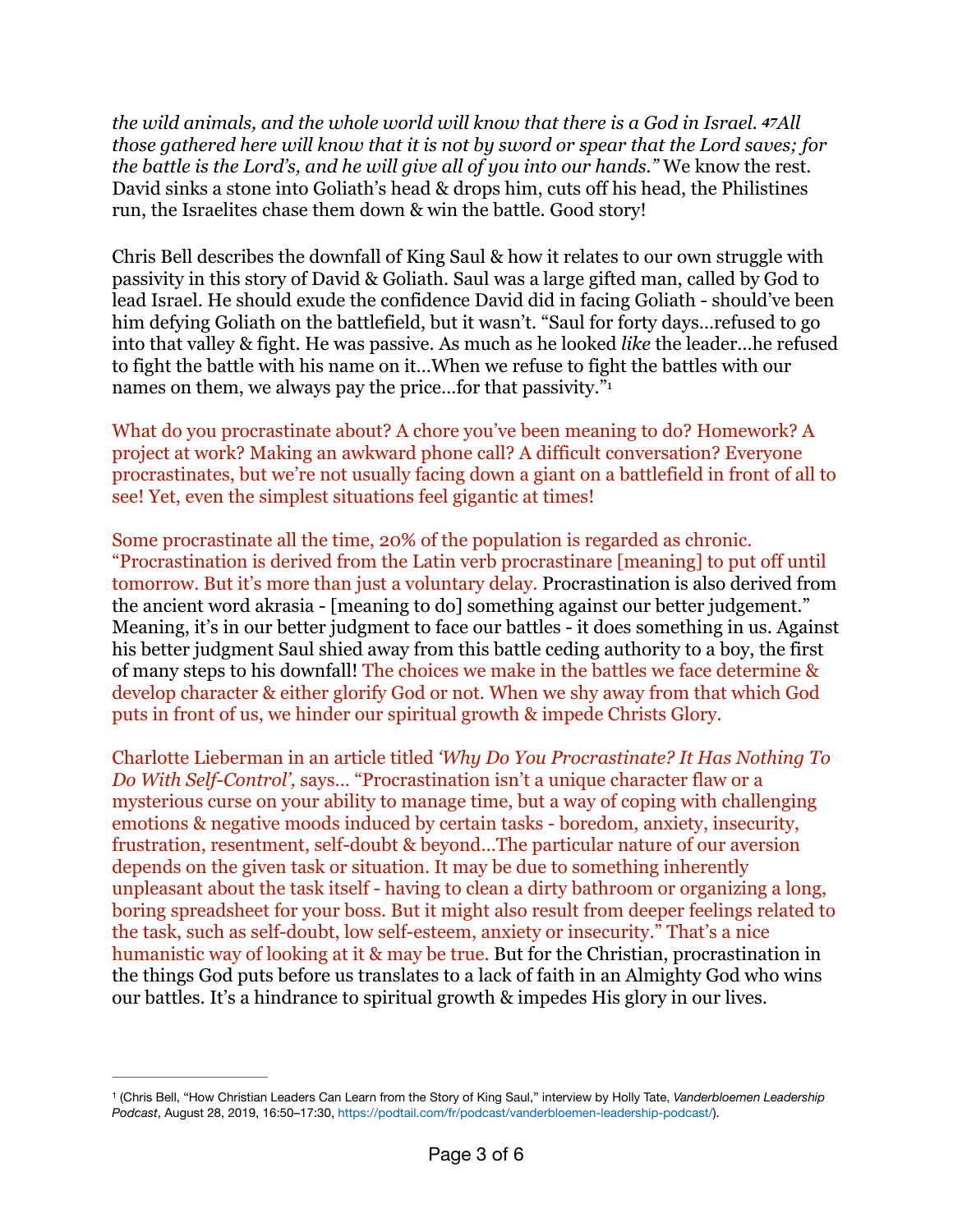*the wild animals, and the whole world will know that there is a God in Israel. 47All those gathered here will know that it is not by sword or spear that the Lord saves; for the battle is the Lord's, and he will give all of you into our hands."* We know the rest. David sinks a stone into Goliath's head & drops him, cuts off his head, the Philistines run, the Israelites chase them down & win the battle. Good story!

Chris Bell describes the downfall of King Saul & how it relates to our own struggle with passivity in this story of David & Goliath. Saul was a large gifted man, called by God to lead Israel. He should exude the confidence David did in facing Goliath - should've been him defying Goliath on the battlefield, but it wasn't. "Saul for forty days…refused to go into that valley & fight. He was passive. As much as he looked *like* the leader…he refused to fight the battle with his name on it…When we refuse to fight the battles with our names on them, we always pay the price…for that passivity."[1]

What do you procrastinate about? A chore you've been meaning to do? Homework? A project at work? Making an awkward phone call? A difficult conversation? Everyone procrastinates, but we're not usually facing down a giant on a battlefield in front of all to see! Yet, even the simplest situations feel gigantic at times!

Some procrastinate all the time, 20% of the population is regarded as chronic. "Procrastination is derived from the Latin verb procrastinare [meaning] to put off until tomorrow. But it's more than just a voluntary delay. Procrastination is also derived from the ancient word akrasia - [meaning to do] something against our better judgement." Meaning, it's in our better judgment to face our battles - it does something in us. Against his better judgment Saul shied away from this battle ceding authority to a boy, the first of many steps to his downfall! The choices we make in the battles we face determine & develop character & either glorify God or not. When we shy away from that which God puts in front of us, we hinder our spiritual growth & impede Christs Glory.

Charlotte Lieberman in an article titled *'Why Do You Procrastinate? It Has Nothing To Do With Self-Control',* says… "Procrastination isn't a unique character flaw or a mysterious curse on your ability to manage time, but a way of coping with challenging emotions & negative moods induced by certain tasks - boredom, anxiety, insecurity, frustration, resentment, self-doubt & beyond…The particular nature of our aversion depends on the given task or situation. It may be due to something inherently unpleasant about the task itself - having to clean a dirty bathroom or organizing a long, boring spreadsheet for your boss. But it might also result from deeper feelings related to the task, such as self-doubt, low self-esteem, anxiety or insecurity." That's a nice humanistic way of looking at it & may be true. But for the Christian, procrastination in the things God puts before us translates to a lack of faith in an Almighty God who wins our battles. It's a hindrance to spiritual growth & impedes His glory in our lives.

---

[1] (Chris Bell, "How Christian Leaders Can Learn from the Story of King Saul," interview by Holly Tate, *Vanderbloemen Leadership Podcast*, August 28, 2019, 16:50–17:30, https://podtail.com/fr/podcast/vanderbloemen-leadership-podcast/).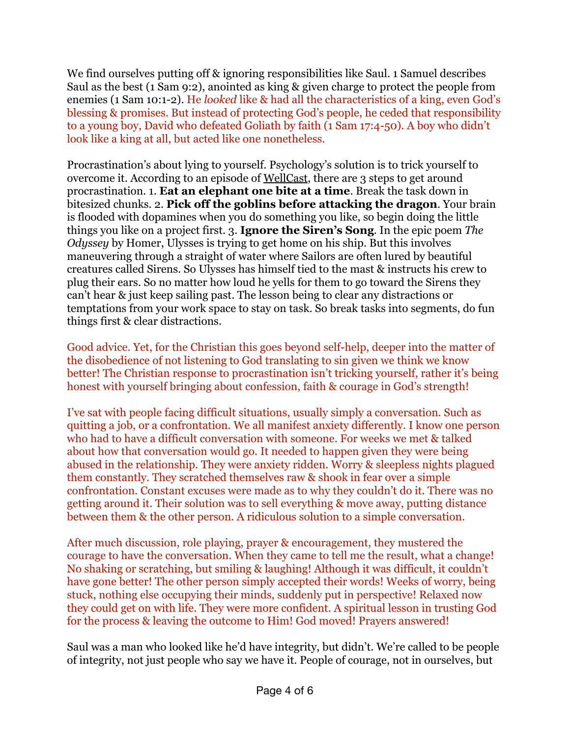We find ourselves putting off & ignoring responsibilities like Saul. 1 Samuel describes Saul as the best (1 Sam 9:2), anointed as king & given charge to protect the people from enemies (1 Sam 10:1-2). He *looked* like & had all the characteristics of a king, even God's blessing & promises. But instead of protecting God's people, he ceded that responsibility to a young boy, David who defeated Goliath by faith (1 Sam 17:4-50). A boy who didn't look like a king at all, but acted like one nonetheless.

Procrastination's about lying to yourself. Psychology's solution is to trick yourself to overcome it. According to an episode of WellCast, there are 3 steps to get around procrastination. 1. **Eat an elephant one bite at a time**. Break the task down in bitesized chunks. 2. **Pick off the goblins before attacking the dragon**. Your brain is flooded with dopamines when you do something you like, so begin doing the little things you like on a project first. 3. **Ignore the Siren's Song**. In the epic poem *The Odyssey* by Homer, Ulysses is trying to get home on his ship. But this involves maneuvering through a straight of water where Sailors are often lured by beautiful creatures called Sirens. So Ulysses has himself tied to the mast & instructs his crew to plug their ears. So no matter how loud he yells for them to go toward the Sirens they can't hear & just keep sailing past. The lesson being to clear any distractions or temptations from your work space to stay on task. So break tasks into segments, do fun things first & clear distractions.

Good advice. Yet, for the Christian this goes beyond self-help, deeper into the matter of the disobedience of not listening to God translating to sin given we think we know better! The Christian response to procrastination isn't tricking yourself, rather it's being honest with yourself bringing about confession, faith & courage in God's strength!

I've sat with people facing difficult situations, usually simply a conversation. Such as quitting a job, or a confrontation. We all manifest anxiety differently. I know one person who had to have a difficult conversation with someone. For weeks we met & talked about how that conversation would go. It needed to happen given they were being abused in the relationship. They were anxiety ridden. Worry & sleepless nights plagued them constantly. They scratched themselves raw & shook in fear over a simple confrontation. Constant excuses were made as to why they couldn't do it. There was no getting around it. Their solution was to sell everything & move away, putting distance between them & the other person. A ridiculous solution to a simple conversation.

After much discussion, role playing, prayer & encouragement, they mustered the courage to have the conversation. When they came to tell me the result, what a change! No shaking or scratching, but smiling & laughing! Although it was difficult, it couldn't have gone better! The other person simply accepted their words! Weeks of worry, being stuck, nothing else occupying their minds, suddenly put in perspective! Relaxed now they could get on with life. They were more confident. A spiritual lesson in trusting God for the process & leaving the outcome to Him! God moved! Prayers answered!

Saul was a man who looked like he'd have integrity, but didn't. We're called to be people of integrity, not just people who say we have it. People of courage, not in ourselves, but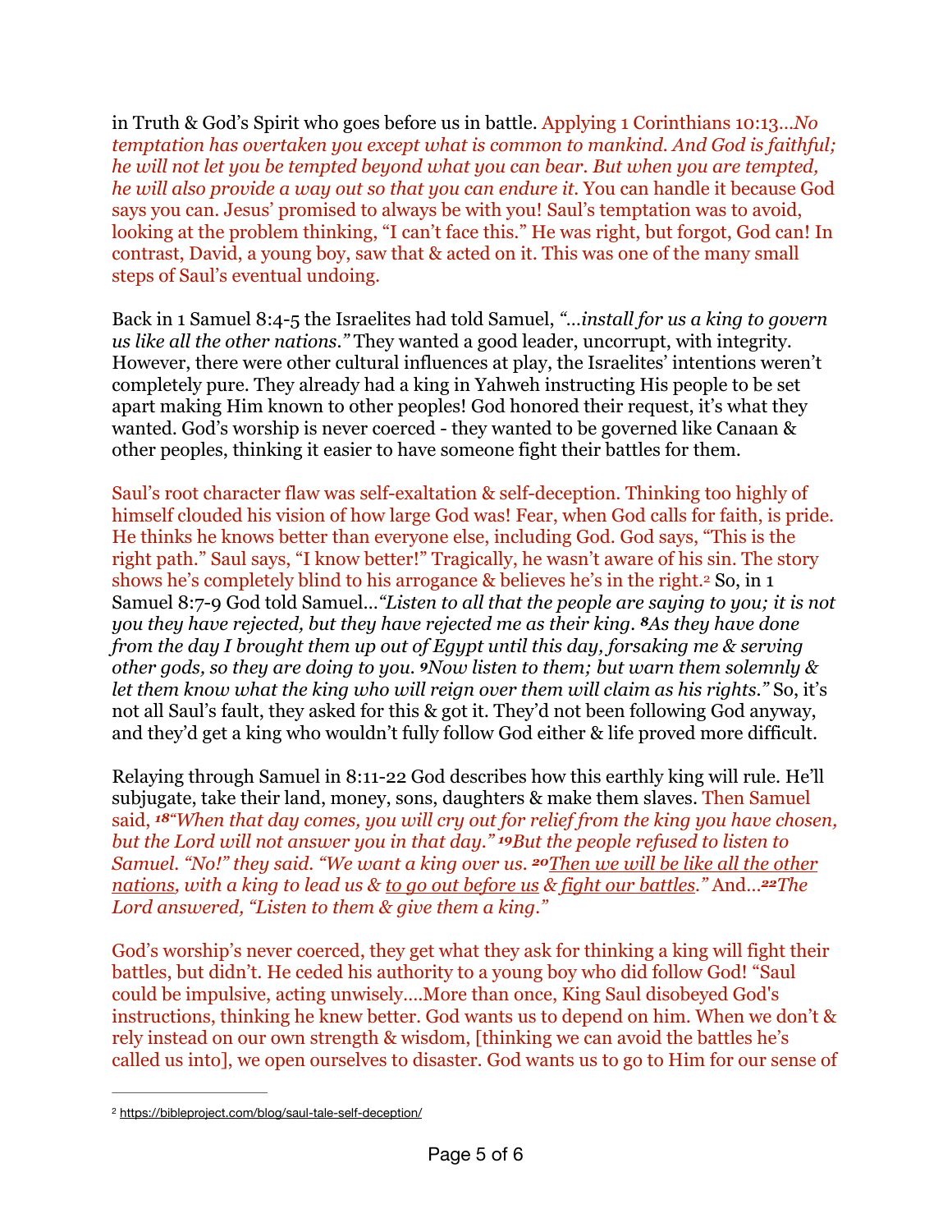in Truth & God's Spirit who goes before us in battle. Applying 1 Corinthians 10:13…*No temptation has overtaken you except what is common to mankind. And God is faithful; he will not let you be tempted beyond what you can bear. But when you are tempted, he will also provide a way out so that you can endure it.* You can handle it because God says you can. Jesus' promised to always be with you! Saul's temptation was to avoid, looking at the problem thinking, "I can't face this." He was right, but forgot, God can! In contrast, David, a young boy, saw that & acted on it. This was one of the many small steps of Saul's eventual undoing.

Back in 1 Samuel 8:4-5 the Israelites had told Samuel, *"…install for us a king to govern us like all the other nations."* They wanted a good leader, uncorrupt, with integrity. However, there were other cultural influences at play, the Israelites' intentions weren't completely pure. They already had a king in Yahweh instructing His people to be set apart making Him known to other peoples! God honored their request, it's what they wanted. God's worship is never coerced - they wanted to be governed like Canaan & other peoples, thinking it easier to have someone fight their battles for them.

Saul's root character flaw was self-exaltation & self-deception. Thinking too highly of himself clouded his vision of how large God was! Fear, when God calls for faith, is pride. He thinks he knows better than everyone else, including God. God says, "This is the right path." Saul says, "I know better!" Tragically, he wasn't aware of his sin. The story shows he's completely blind to his arrogance & believes he's in the right.[2] So, in 1 Samuel 8:7-9 God told Samuel…*"Listen to all that the people are saying to you; it is not you they have rejected, but they have rejected me as their king. **8**As they have done from the day I brought them up out of Egypt until this day, forsaking me & serving other gods, so they are doing to you. **9**Now listen to them; but warn them solemnly & let them know what the king who will reign over them will claim as his rights."* So, it's not all Saul's fault, they asked for this & got it. They'd not been following God anyway, and they'd get a king who wouldn't fully follow God either & life proved more difficult.

Relaying through Samuel in 8:11-22 God describes how this earthly king will rule. He'll subjugate, take their land, money, sons, daughters & make them slaves. Then Samuel said, ***18****"When that day comes, you will cry out for relief from the king you have chosen, but the Lord will not answer you in that day." **19**But the people refused to listen to Samuel. "No!" they said. "We want a king over us. **20**<u>Then we will be like all the other nations</u>, with a king to lead us & <u>to go out before us</u> & <u>fight our battles</u>."* And…***22****The Lord answered, "Listen to them & give them a king."*

God's worship's never coerced, they get what they ask for thinking a king will fight their battles, but didn't. He ceded his authority to a young boy who did follow God! "Saul could be impulsive, acting unwisely.…More than once, King Saul disobeyed God's instructions, thinking he knew better. God wants us to depend on him. When we don't & rely instead on our own strength & wisdom, [thinking we can avoid the battles he's called us into], we open ourselves to disaster. God wants us to go to Him for our sense of

---

[2] https://bibleproject.com/blog/saul-tale-self-deception/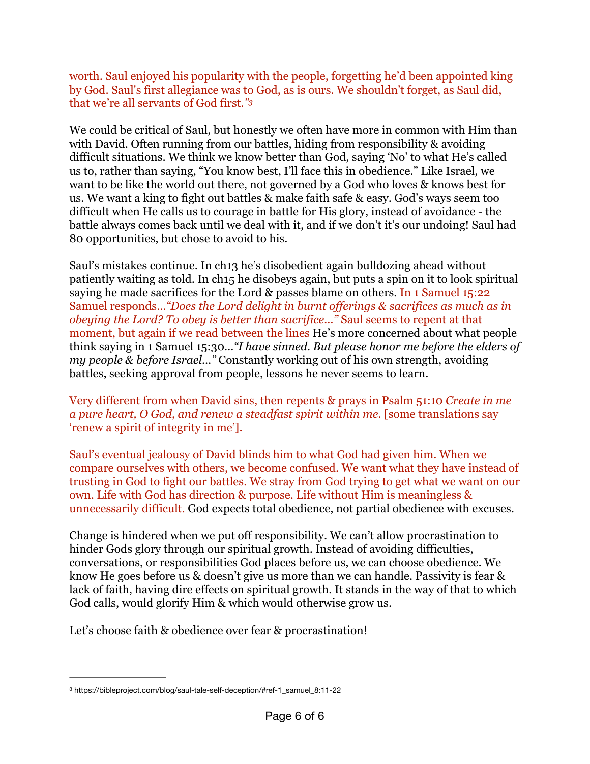worth. Saul enjoyed his popularity with the people, forgetting he'd been appointed king by God. Saul's first allegiance was to God, as is ours. We shouldn't forget, as Saul did, that we're all servants of God first.*"*[3]

We could be critical of Saul, but honestly we often have more in common with Him than with David. Often running from our battles, hiding from responsibility & avoiding difficult situations. We think we know better than God, saying 'No' to what He's called us to, rather than saying, "You know best, I'll face this in obedience." Like Israel, we want to be like the world out there, not governed by a God who loves & knows best for us. We want a king to fight out battles & make faith safe & easy. God's ways seem too difficult when He calls us to courage in battle for His glory, instead of avoidance - the battle always comes back until we deal with it, and if we don't it's our undoing! Saul had 80 opportunities, but chose to avoid to his.

Saul's mistakes continue. In ch13 he's disobedient again bulldozing ahead without patiently waiting as told. In ch15 he disobeys again, but puts a spin on it to look spiritual saying he made sacrifices for the Lord & passes blame on others. In 1 Samuel 15:22 Samuel responds…*"Does the Lord delight in burnt offerings & sacrifices as much as in obeying the Lord? To obey is better than sacrifice…"* Saul seems to repent at that moment, but again if we read between the lines He's more concerned about what people think saying in 1 Samuel 15:30…*"I have sinned. But please honor me before the elders of my people & before Israel…"* Constantly working out of his own strength, avoiding battles, seeking approval from people, lessons he never seems to learn.

Very different from when David sins, then repents & prays in Psalm 51:10 *Create in me a pure heart, O God, and renew a steadfast spirit within me.* [some translations say 'renew a spirit of integrity in me'].

Saul's eventual jealousy of David blinds him to what God had given him. When we compare ourselves with others, we become confused. We want what they have instead of trusting in God to fight our battles. We stray from God trying to get what we want on our own. Life with God has direction & purpose. Life without Him is meaningless & unnecessarily difficult. God expects total obedience, not partial obedience with excuses.

Change is hindered when we put off responsibility. We can't allow procrastination to hinder Gods glory through our spiritual growth. Instead of avoiding difficulties, conversations, or responsibilities God places before us, we can choose obedience. We know He goes before us & doesn't give us more than we can handle. Passivity is fear & lack of faith, having dire effects on spiritual growth. It stands in the way of that to which God calls, would glorify Him & which would otherwise grow us.

Let's choose faith & obedience over fear & procrastination!

---

[3] https://bibleproject.com/blog/saul-tale-self-deception/#ref-1_samuel_8:11-22